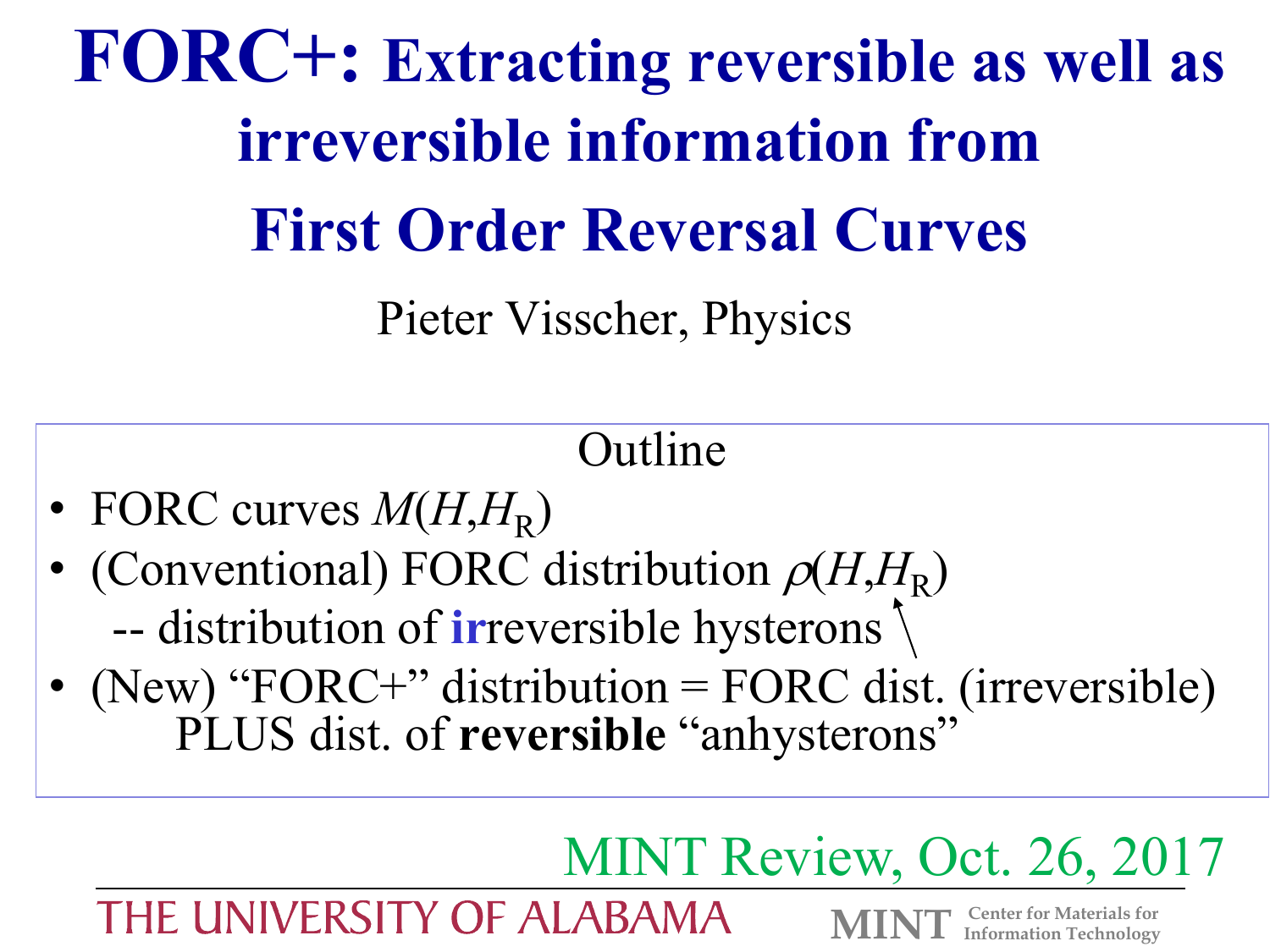# FORC+: Extracting reversible as well as irreversible information from First Order Reversal Curves

Pieter Visscher, Physics

## Outline

- FORC curves $M(H,H_R)$
- (Conventional) FORC distribution $\rho(H,H_R)$
  -- distribution of **ir**reversible hysterons
- (New) "FORC+" distribution = FORC dist. (irreversible)
  PLUS dist. of **reversible** "anhysterons"

MINT Review, Oct. 26, 2017

THE UNIVERSITY OF ALABAMA

MINT Center for Materials for Information Technology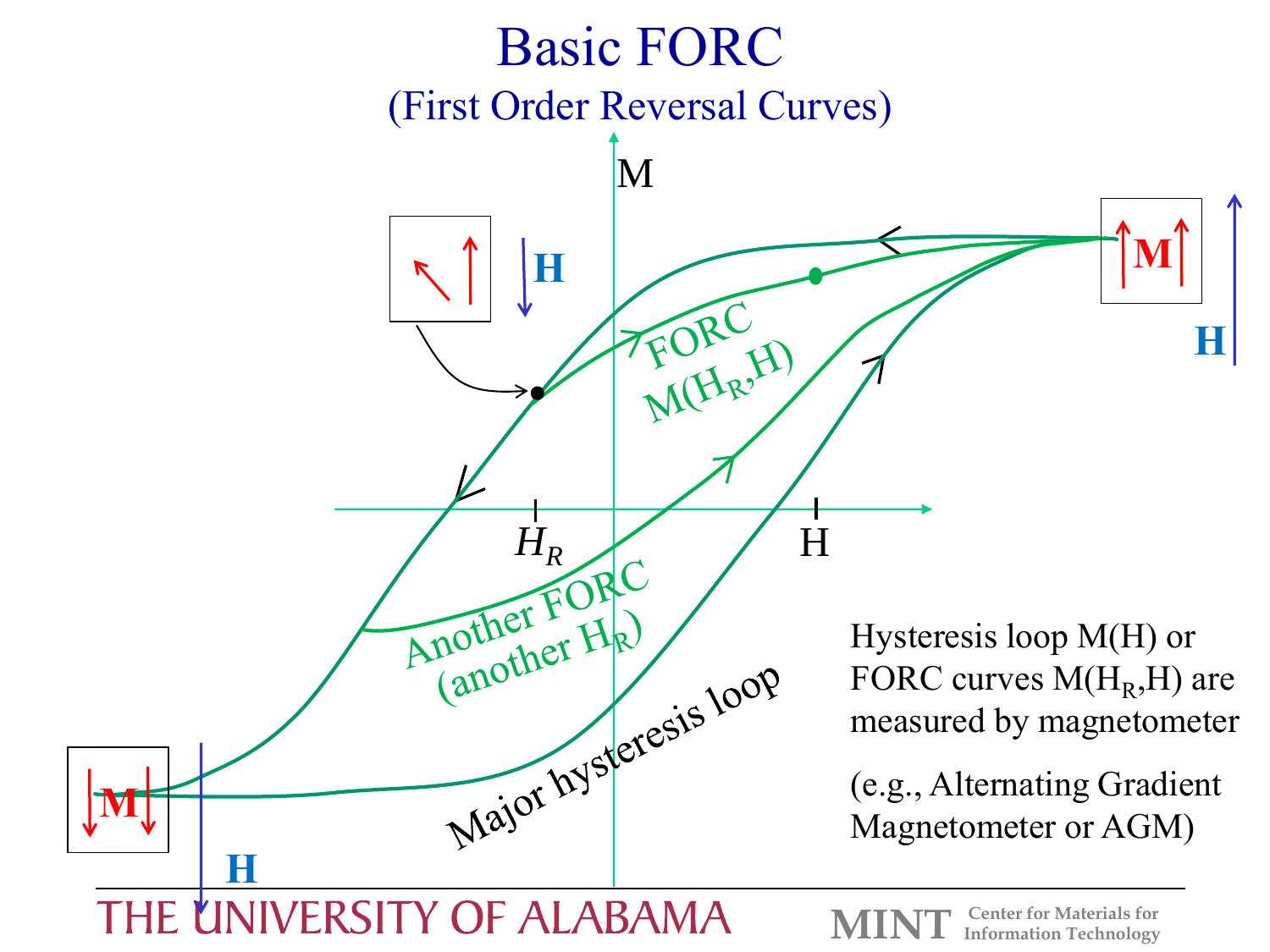# Basic FORC

## (First Order Reversal Curves)

Hysteresis loop M(H) or FORC curves $M(H_R,H)$ are measured by magnetometer

(e.g., Alternating Gradient Magnetometer or AGM)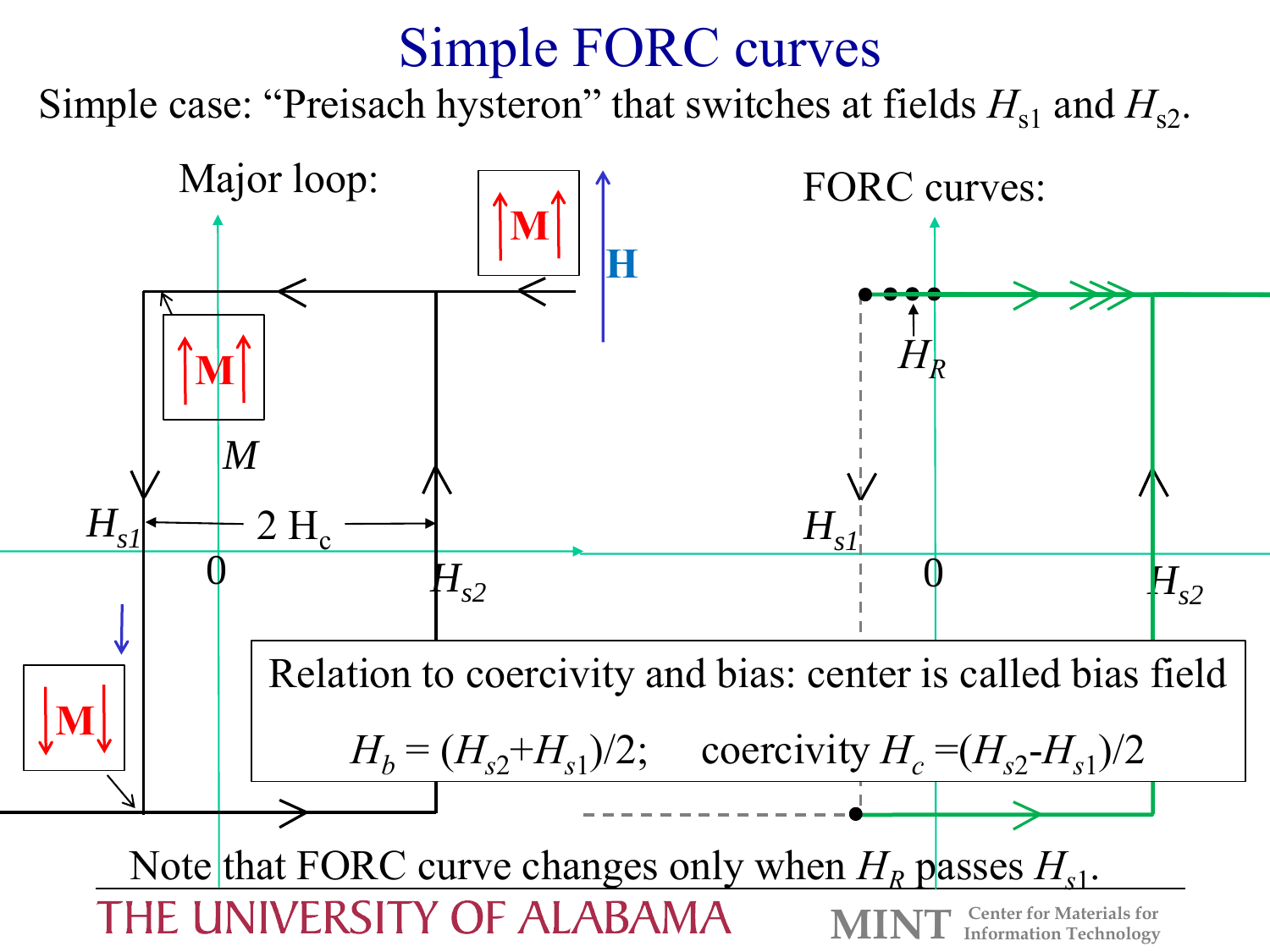# Simple FORC curves

Simple case: "Preisach hysteron" that switches at fields $H_{s1}$ and $H_{s2}$.

Major loop:

**H**

**M**

**M**

$M$

$H_{s1}$ ← $2\,H_c$ → $H_{s2}$

0

**M**

FORC curves:

$H_R$

$H_{s1}$

0

$H_{s2}$

Relation to coercivity and bias: center is called bias field

$H_b = (H_{s2}+H_{s1})/2$;     coercivity $H_c = (H_{s2}-H_{s1})/2$

Note that FORC curve changes only when $H_R$ passes $H_{s1}$.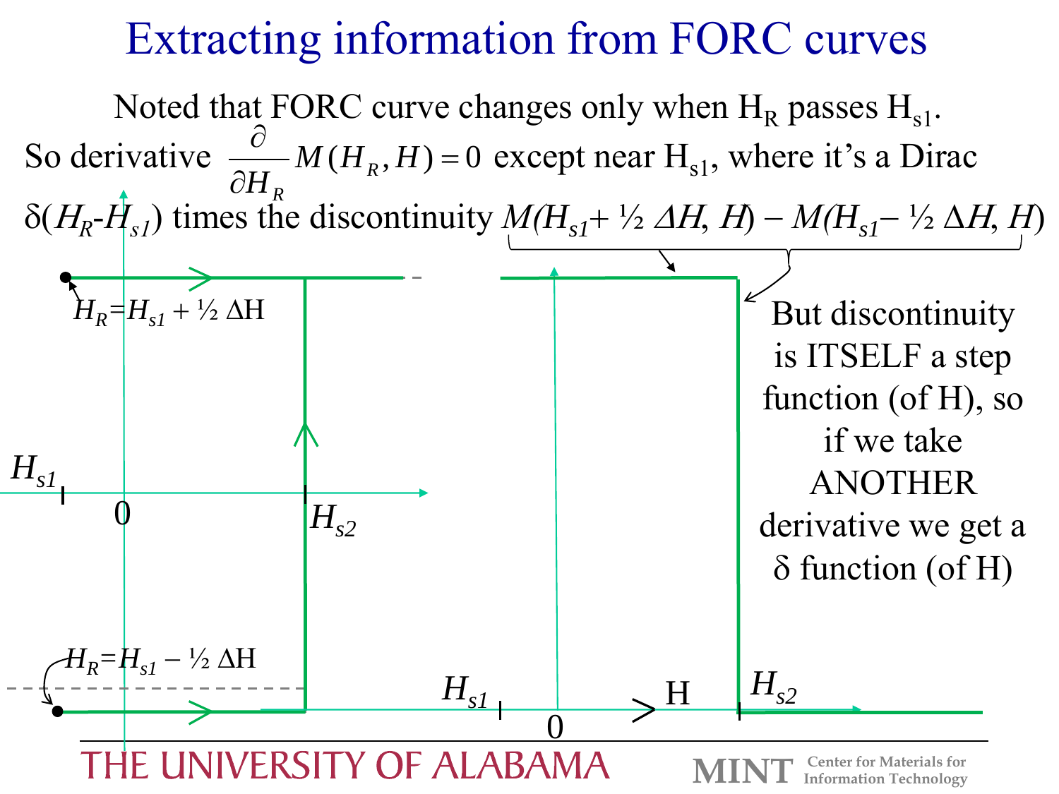# Extracting information from FORC curves

Noted that FORC curve changes only when $H_R$ passes $H_{s1}$.

So derivative $\frac{\partial}{\partial H_R} M(H_R, H) = 0$ except near $H_{s1}$, where it's a Dirac $\delta(H_R\text{-}H_{s1})$ times the discontinuity $M(H_{s1} + ½\,\Delta H, H) - M(H_{s1} - ½\,\Delta H, H)$

$H_R = H_{s1} + ½\,\Delta H$

$H_R = H_{s1} - ½\,\Delta H$

$H_{s1}$ 0 $H_{s2}$

$H_{s1}$ 0 H $H_{s2}$

But discontinuity is ITSELF a step function (of H), so if we take ANOTHER derivative we get a δ function (of H)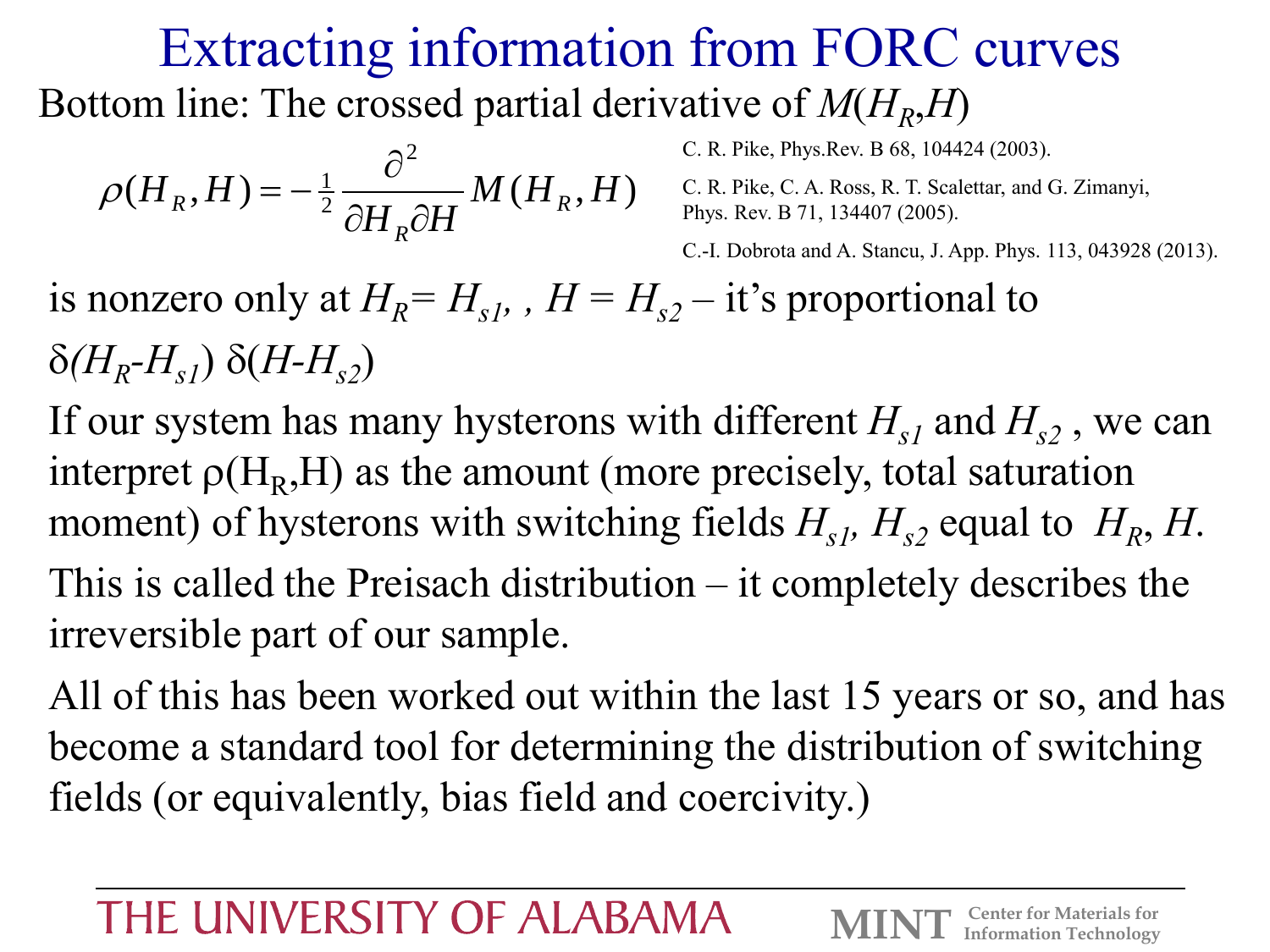# Extracting information from FORC curves

Bottom line: The crossed partial derivative of $M(H_R,H)$

$$\rho(H_R,H) = -\tfrac{1}{2}\frac{\partial^2}{\partial H_R \partial H} M(H_R,H)$$

C. R. Pike, Phys.Rev. B 68, 104424 (2003).

C. R. Pike, C. A. Ross, R. T. Scalettar, and G. Zimanyi, Phys. Rev. B 71, 134407 (2005).

C.-I. Dobrota and A. Stancu, J. App. Phys. 113, 043928 (2013).

is nonzero only at $H_R = H_{s1}$, , $H = H_{s2}$ – it's proportional to $\delta(H_R - H_{s1})\,\delta(H - H_{s2})$

If our system has many hysterons with different $H_{s1}$ and $H_{s2}$ , we can interpret $\rho(H_R,H)$ as the amount (more precisely, total saturation moment) of hysterons with switching fields $H_{s1}$, $H_{s2}$ equal to $H_R$, $H$.

This is called the Preisach distribution – it completely describes the irreversible part of our sample.

All of this has been worked out within the last 15 years or so, and has become a standard tool for determining the distribution of switching fields (or equivalently, bias field and coercivity.)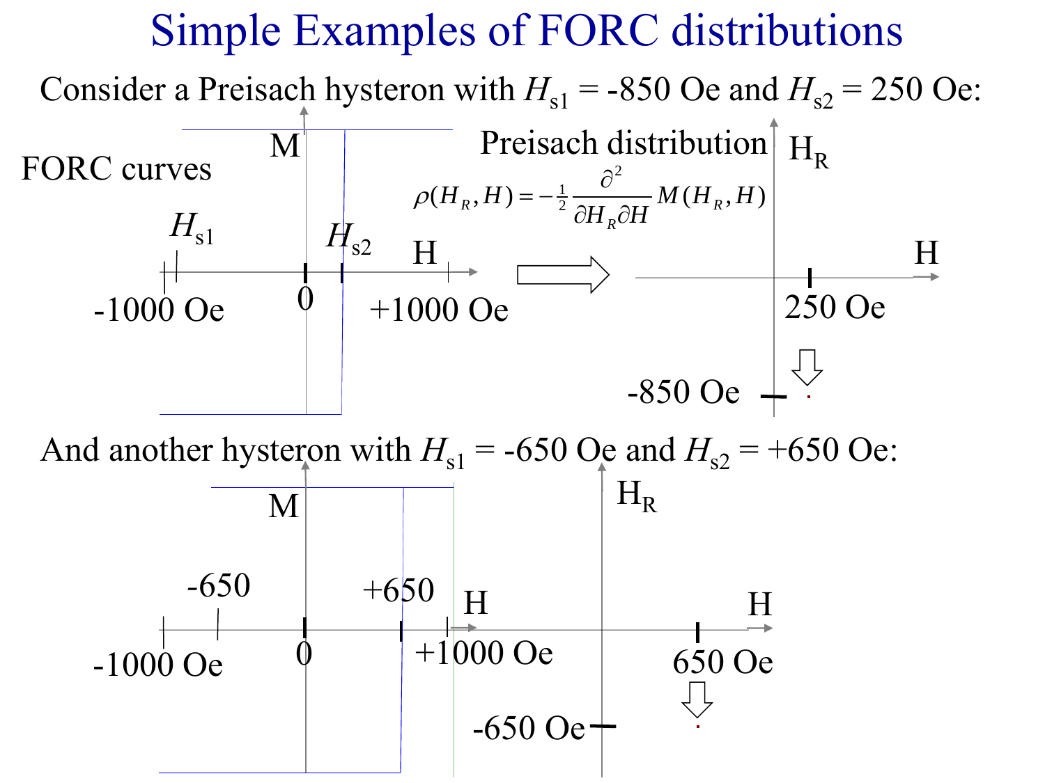# Simple Examples of FORC distributions

Consider a Preisach hysteron with $H_{s1}$ = -850 Oe and $H_{s2}$ = 250 Oe:

FORC curves

M

$H_{s1}$ $H_{s2}$ H

-1000 Oe 0 +1000 Oe

Preisach distribution

$$\rho(H_R, H) = -\tfrac{1}{2}\frac{\partial^2}{\partial H_R \partial H} M(H_R, H)$$

$H_R$

H

250 Oe

-850 Oe

And another hysteron with $H_{s1}$ = -650 Oe and $H_{s2}$ = +650 Oe:

M

-650 +650 H

-1000 Oe 0 +1000 Oe

$H_R$

H

650 Oe

-650 Oe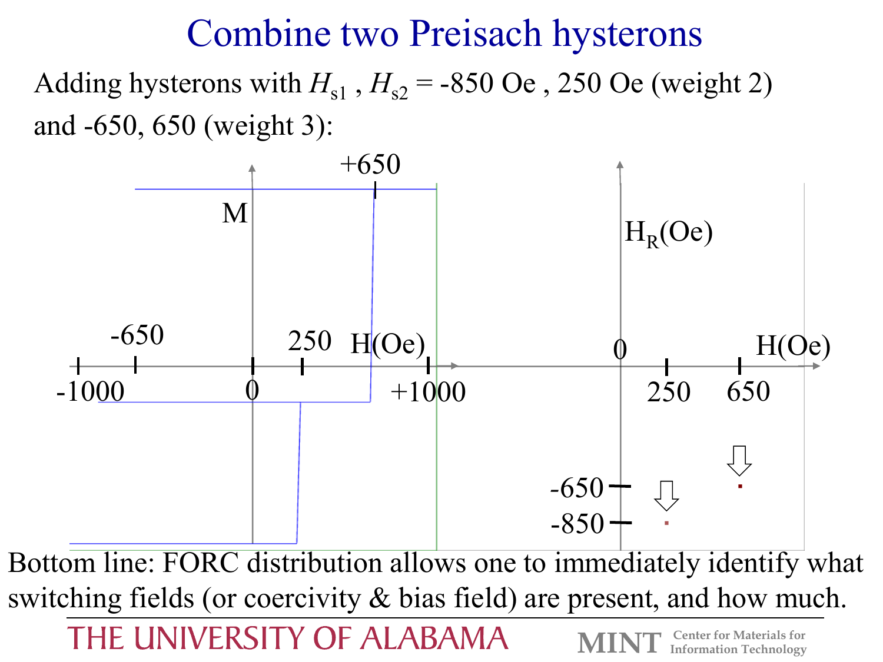# Combine two Preisach hysterons

Adding hysterons with $H_{s1}$ , $H_{s2}$ = -850 Oe , 250 Oe (weight 2) and -650, 650 (weight 3):

Bottom line: FORC distribution allows one to immediately identify what switching fields (or coercivity & bias field) are present, and how much.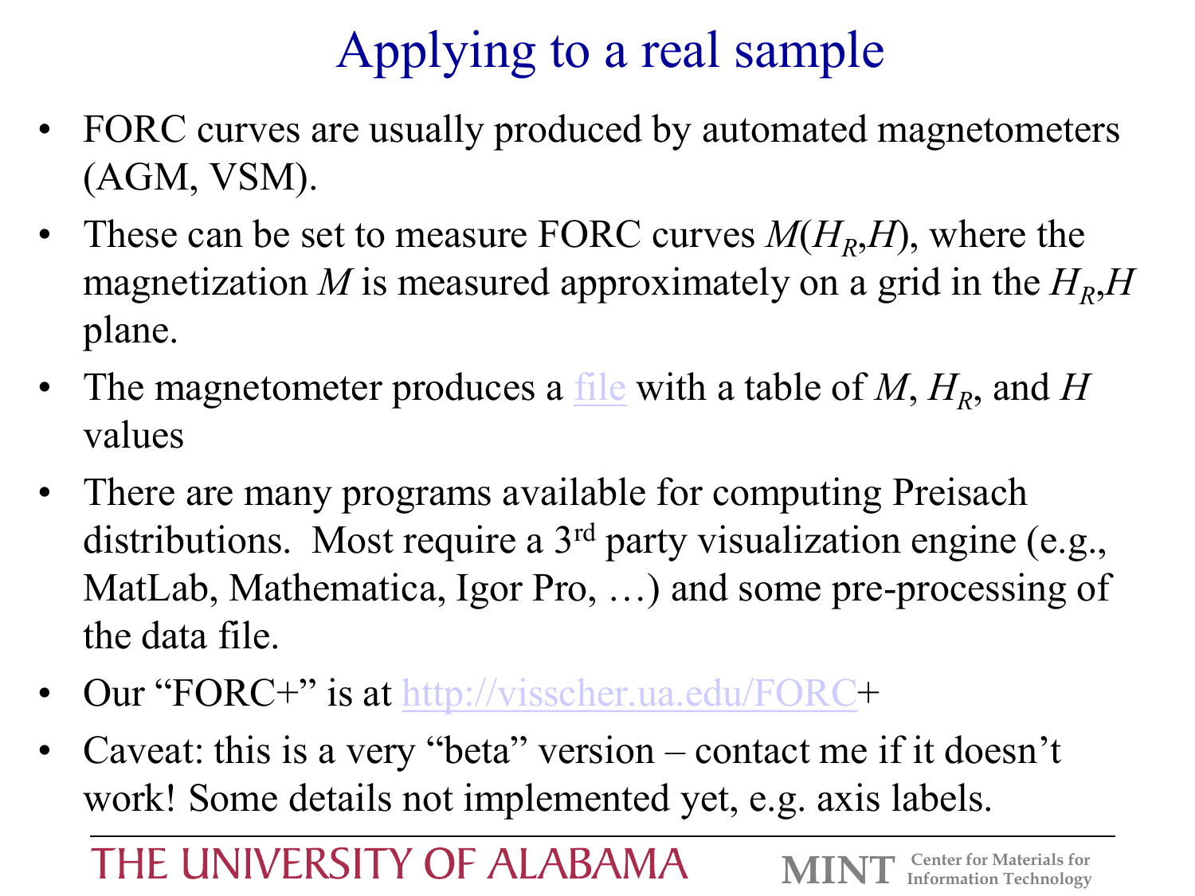# Applying to a real sample

- FORC curves are usually produced by automated magnetometers (AGM, VSM).
- These can be set to measure FORC curves $M(H_R,H)$, where the magnetization $M$ is measured approximately on a grid in the $H_R,H$ plane.
- The magnetometer produces a file with a table of $M$, $H_R$, and $H$ values
- There are many programs available for computing Preisach distributions. Most require a 3rd party visualization engine (e.g., MatLab, Mathematica, Igor Pro, …) and some pre-processing of the data file.
- Our "FORC+" is at http://visscher.ua.edu/FORC+
- Caveat: this is a very "beta" version – contact me if it doesn't work! Some details not implemented yet, e.g. axis labels.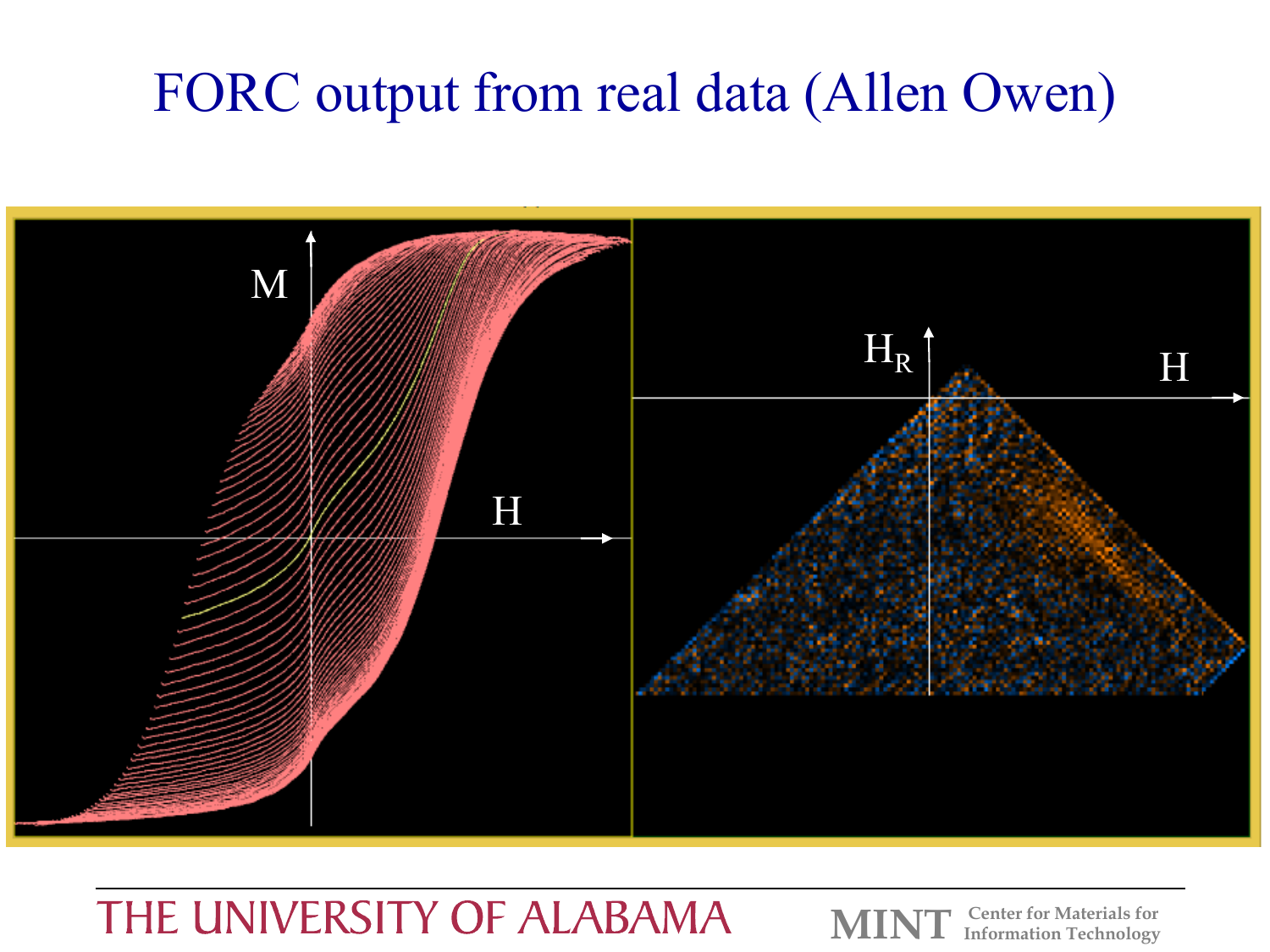# FORC output from real data (Allen Owen)

M

H

$H_R$

H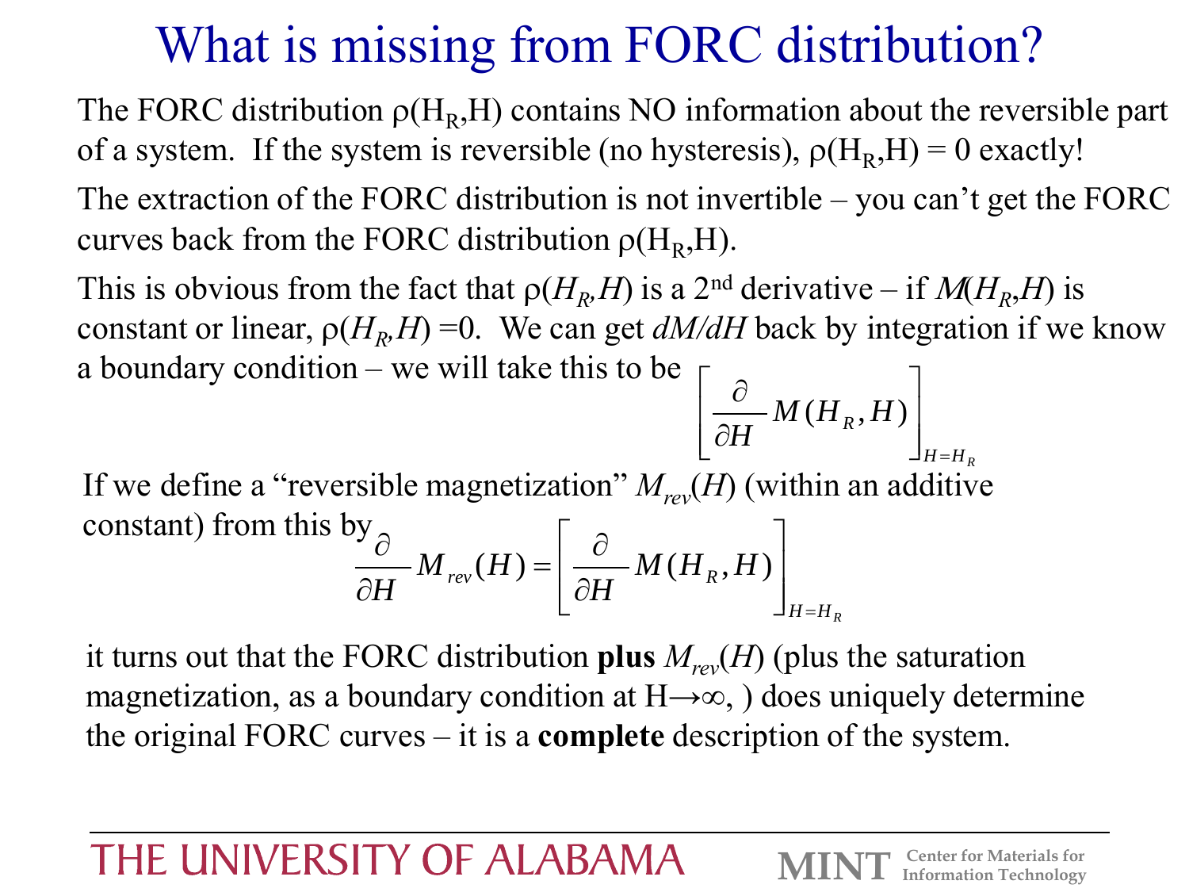# What is missing from FORC distribution?

The FORC distribution $\rho(H_R,H)$ contains NO information about the reversible part of a system. If the system is reversible (no hysteresis), $\rho(H_R,H) = 0$ exactly!

The extraction of the FORC distribution is not invertible – you can't get the FORC curves back from the FORC distribution $\rho(H_R,H)$.

This is obvious from the fact that $\rho(H_R,H)$ is a 2nd derivative – if $M(H_R,H)$ is constant or linear, $\rho(H_R,H) =0$. We can get $dM/dH$ back by integration if we know a boundary condition – we will take this to be

$$\left[\frac{\partial}{\partial H} M(H_R,H)\right]_{H=H_R}$$

If we define a "reversible magnetization" $M_{rev}(H)$ (within an additive constant) from this by

$$\frac{\partial}{\partial H} M_{rev}(H) = \left[\frac{\partial}{\partial H} M(H_R,H)\right]_{H=H_R}$$

it turns out that the FORC distribution **plus** $M_{rev}(H)$ (plus the saturation magnetization, as a boundary condition at $H\rightarrow\infty$, ) does uniquely determine the original FORC curves – it is a **complete** description of the system.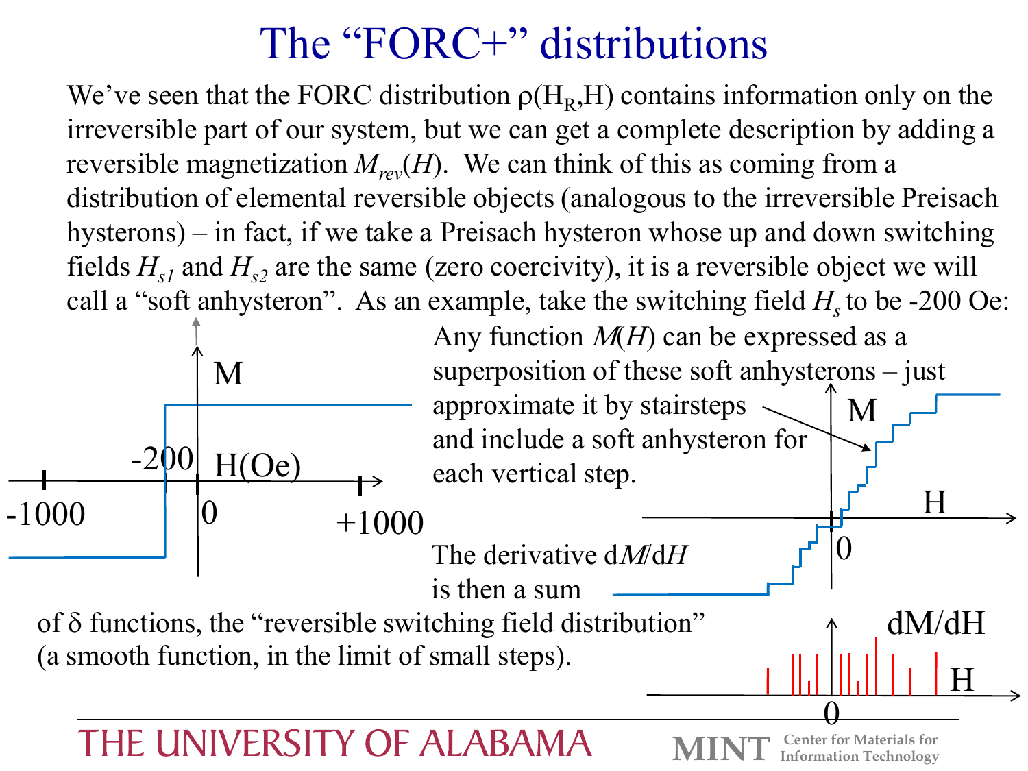# The "FORC+" distributions

We've seen that the FORC distribution $\rho(H_R,H)$ contains information only on the irreversible part of our system, but we can get a complete description by adding a reversible magnetization $M_{rev}(H)$. We can think of this as coming from a distribution of elemental reversible objects (analogous to the irreversible Preisach hysterons) – in fact, if we take a Preisach hysteron whose up and down switching fields $H_{s1}$ and $H_{s2}$ are the same (zero coercivity), it is a reversible object we will call a "soft anhysteron". As an example, take the switching field $H_s$ to be -200 Oe:

Any function $M(H)$ can be expressed as a superposition of these soft anhysterons – just approximate it by stairsteps and include a soft anhysteron for each vertical step.

The derivative d$M$/d$H$ is then a sum of δ functions, the "reversible switching field distribution" (a smooth function, in the limit of small steps).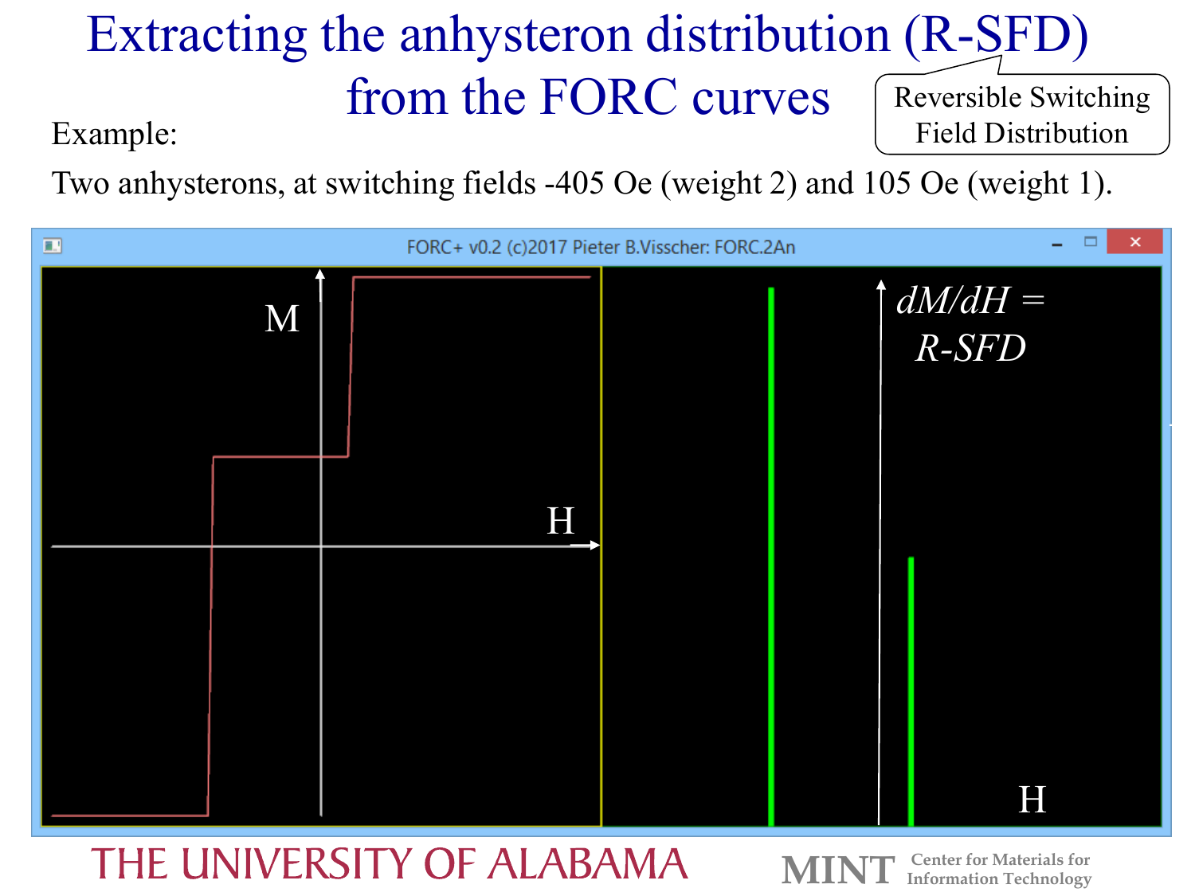# Extracting the anhysteron distribution (R-SFD) from the FORC curves

Reversible Switching Field Distribution

Example:

Two anhysterons, at switching fields -405 Oe (weight 2) and 105 Oe (weight 1).

FORC+ v0.2 (c)2017 Pieter B.Visscher: FORC.2An

M

H

*dM/dH* = *R-SFD*

H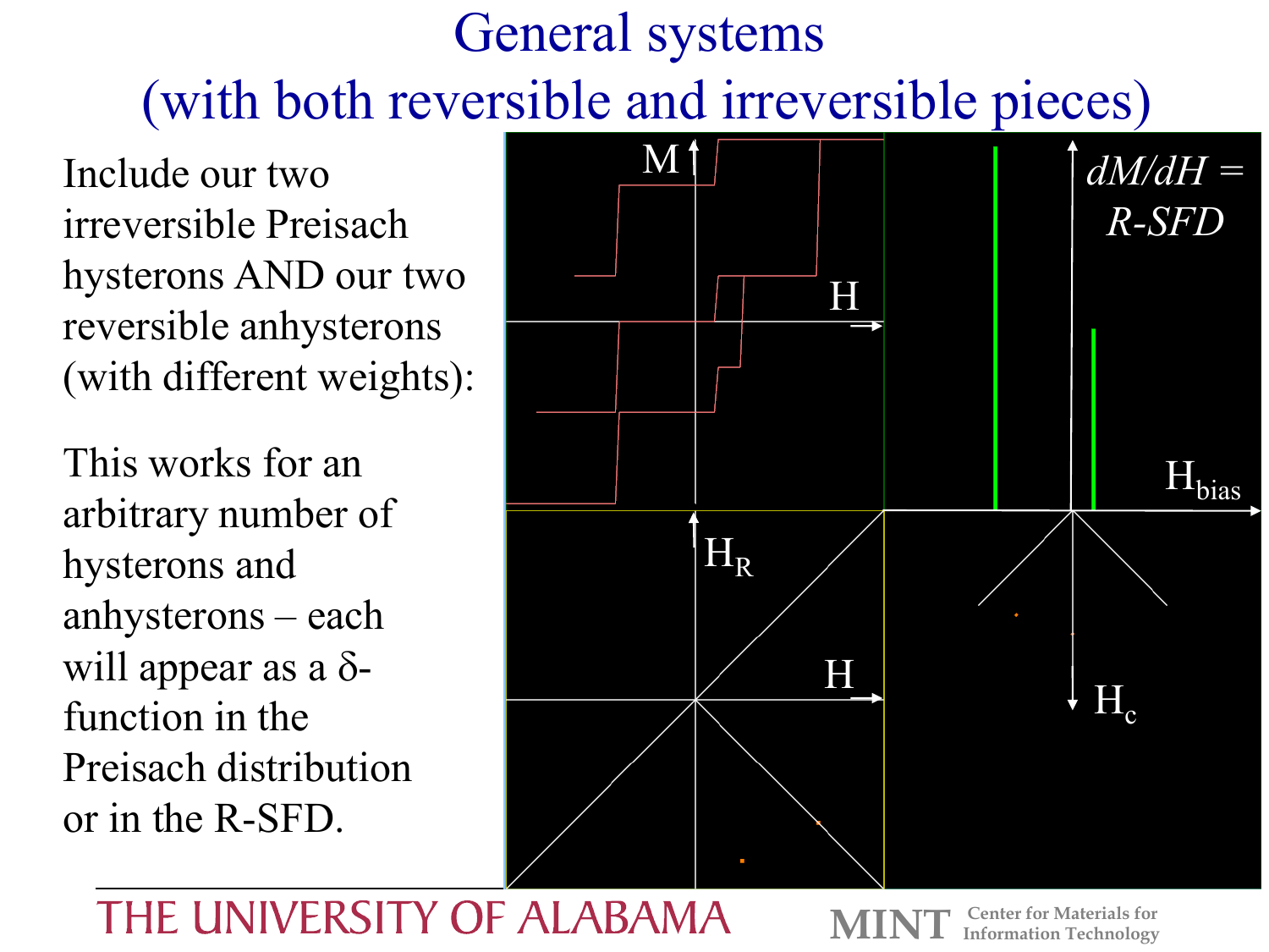# General systems (with both reversible and irreversible pieces)

Include our two irreversible Preisach hysterons AND our two reversible anhysterons (with different weights):

This works for an arbitrary number of hysterons and anhysterons – each will appear as a δ-function in the Preisach distribution or in the R-SFD.

M

H

*dM/dH* = *R-SFD*

$H_{bias}$

$H_R$

H

$H_c$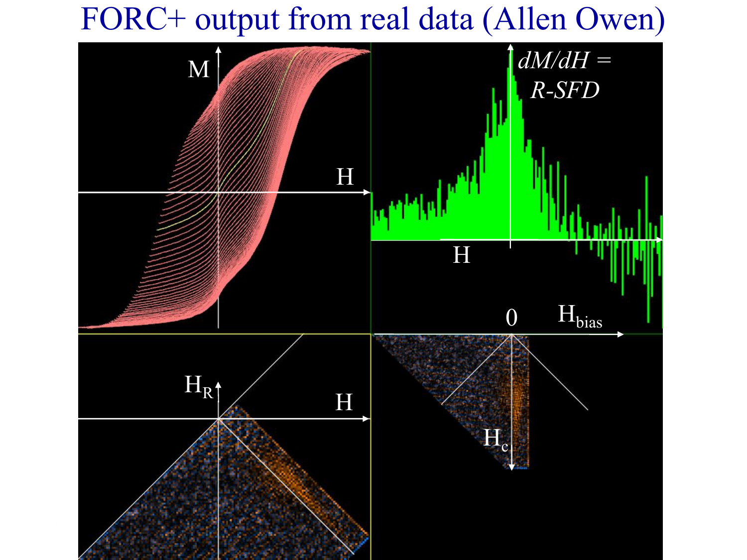# FORC+ output from real data (Allen Owen)

M

H

$dM/dH =$ *R-SFD*

H

0 $H_{bias}$

$H_R$

H

$H_c$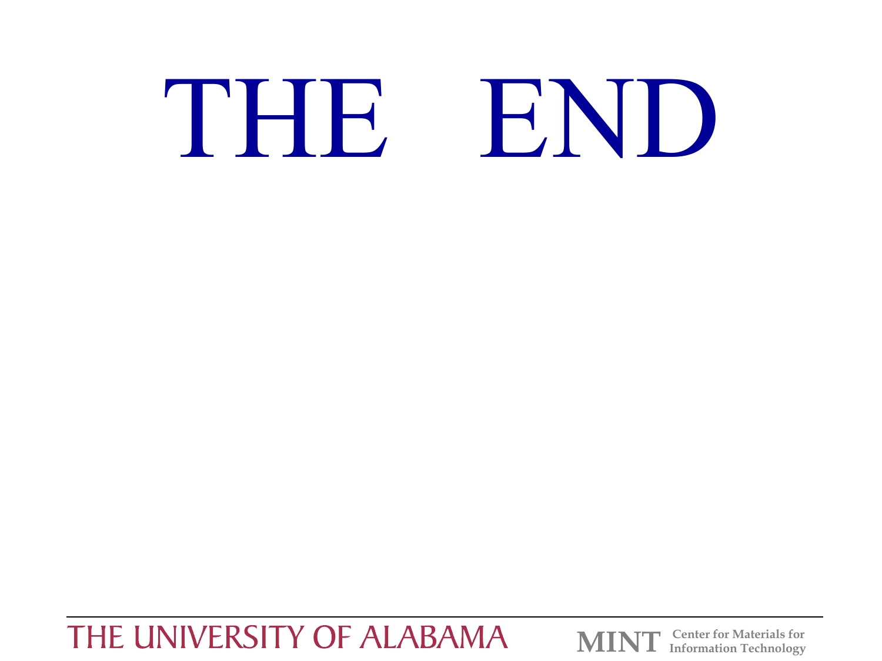# THE END